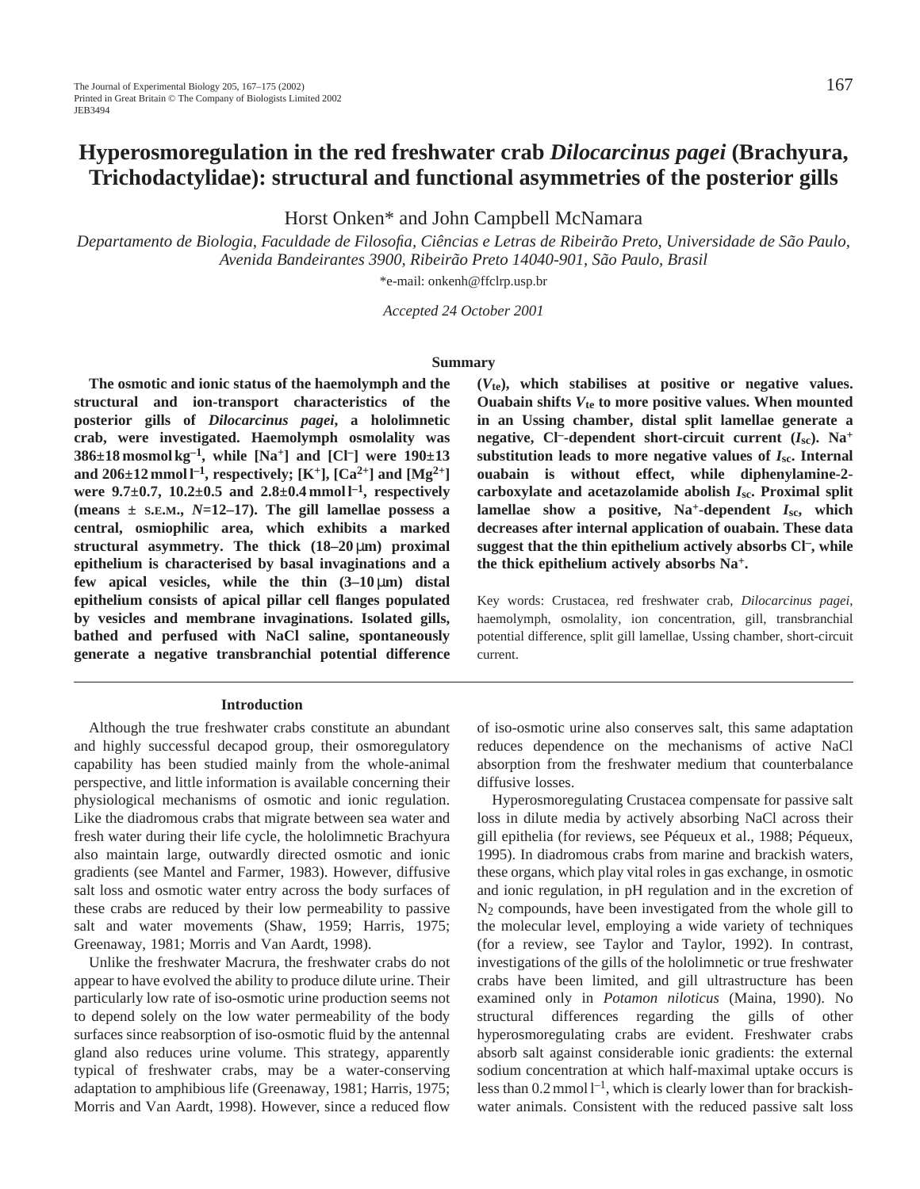# Hyperosmoregulation in the red freshwater crab *Dilocarcinus pagei* (Brachyura, Trichodactylidae): structural and functional asymmetries of the posterior gills

Horst Onken* and John Campbell McNamara

*Departamento de Biologia, Faculdade de Filosofia, Ciências e Letras de Ribeirão Preto, Universidade de São Paulo, Avenida Bandeirantes 3900, Ribeirão Preto 14040-901, São Paulo, Brasil*

*e-mail: onkenh@ffclrp.usp.br

*Accepted 24 October 2001*

## Summary

**The osmotic and ionic status of the haemolymph and the structural and ion-transport characteristics of the posterior gills of *Dilocarcinus pagei*, a hololimnetic crab, were investigated. Haemolymph osmolality was 386±18 mosmol kg$^{-1}$, while [$Na^+$] and [$Cl^-$] were 190±13 and 206±12 mmol l$^{-1}$, respectively; [$K^+$], [$Ca^{2+}$] and [$Mg^{2+}$] were 9.7±0.7, 10.2±0.5 and 2.8±0.4 mmol l$^{-1}$, respectively (means ± S.E.M., *N*=12–17). The gill lamellae possess a central, osmiophilic area, which exhibits a marked structural asymmetry. The thick (18–20 µm) proximal epithelium is characterised by basal invaginations and a few apical vesicles, while the thin (3–10 µm) distal epithelium consists of apical pillar cell flanges populated by vesicles and membrane invaginations. Isolated gills, bathed and perfused with NaCl saline, spontaneously generate a negative transbranchial potential difference ($V_{te}$), which stabilises at positive or negative values. Ouabain shifts $V_{te}$ to more positive values. When mounted in an Ussing chamber, distal split lamellae generate a negative, $Cl^-$-dependent short-circuit current ($I_{sc}$). $Na^+$ substitution leads to more negative values of $I_{sc}$. Internal ouabain is without effect, while diphenylamine-2-carboxylate and acetazolamide abolish $I_{sc}$. Proximal split lamellae show a positive, $Na^+$-dependent $I_{sc}$, which decreases after internal application of ouabain. These data suggest that the thin epithelium actively absorbs $Cl^-$, while the thick epithelium actively absorbs $Na^+$.**

Key words: Crustacea, red freshwater crab, *Dilocarcinus pagei*, haemolymph, osmolality, ion concentration, gill, transbranchial potential difference, split gill lamellae, Ussing chamber, short-circuit current.

## Introduction

Although the true freshwater crabs constitute an abundant and highly successful decapod group, their osmoregulatory capability has been studied mainly from the whole-animal perspective, and little information is available concerning their physiological mechanisms of osmotic and ionic regulation. Like the diadromous crabs that migrate between sea water and fresh water during their life cycle, the hololimnetic Brachyura also maintain large, outwardly directed osmotic and ionic gradients (see Mantel and Farmer, 1983). However, diffusive salt loss and osmotic water entry across the body surfaces of these crabs are reduced by their low permeability to passive salt and water movements (Shaw, 1959; Harris, 1975; Greenaway, 1981; Morris and Van Aardt, 1998).

Unlike the freshwater Macrura, the freshwater crabs do not appear to have evolved the ability to produce dilute urine. Their particularly low rate of iso-osmotic urine production seems not to depend solely on the low water permeability of the body surfaces since reabsorption of iso-osmotic fluid by the antennal gland also reduces urine volume. This strategy, apparently typical of freshwater crabs, may be a water-conserving adaptation to amphibious life (Greenaway, 1981; Harris, 1975; Morris and Van Aardt, 1998). However, since a reduced flow of iso-osmotic urine also conserves salt, this same adaptation reduces dependence on the mechanisms of active NaCl absorption from the freshwater medium that counterbalance diffusive losses.

Hyperosmoregulating Crustacea compensate for passive salt loss in dilute media by actively absorbing NaCl across their gill epithelia (for reviews, see Péqueux et al., 1988; Péqueux, 1995). In diadromous crabs from marine and brackish waters, these organs, which play vital roles in gas exchange, in osmotic and ionic regulation, in pH regulation and in the excretion of $N_2$ compounds, have been investigated from the whole gill to the molecular level, employing a wide variety of techniques (for a review, see Taylor and Taylor, 1992). In contrast, investigations of the gills of the hololimnetic or true freshwater crabs have been limited, and gill ultrastructure has been examined only in *Potamon niloticus* (Maina, 1990). No structural differences regarding the gills of other hyperosmoregulating crabs are evident. Freshwater crabs absorb salt against considerable ionic gradients: the external sodium concentration at which half-maximal uptake occurs is less than 0.2 mmol l$^{-1}$, which is clearly lower than for brackish-water animals. Consistent with the reduced passive salt loss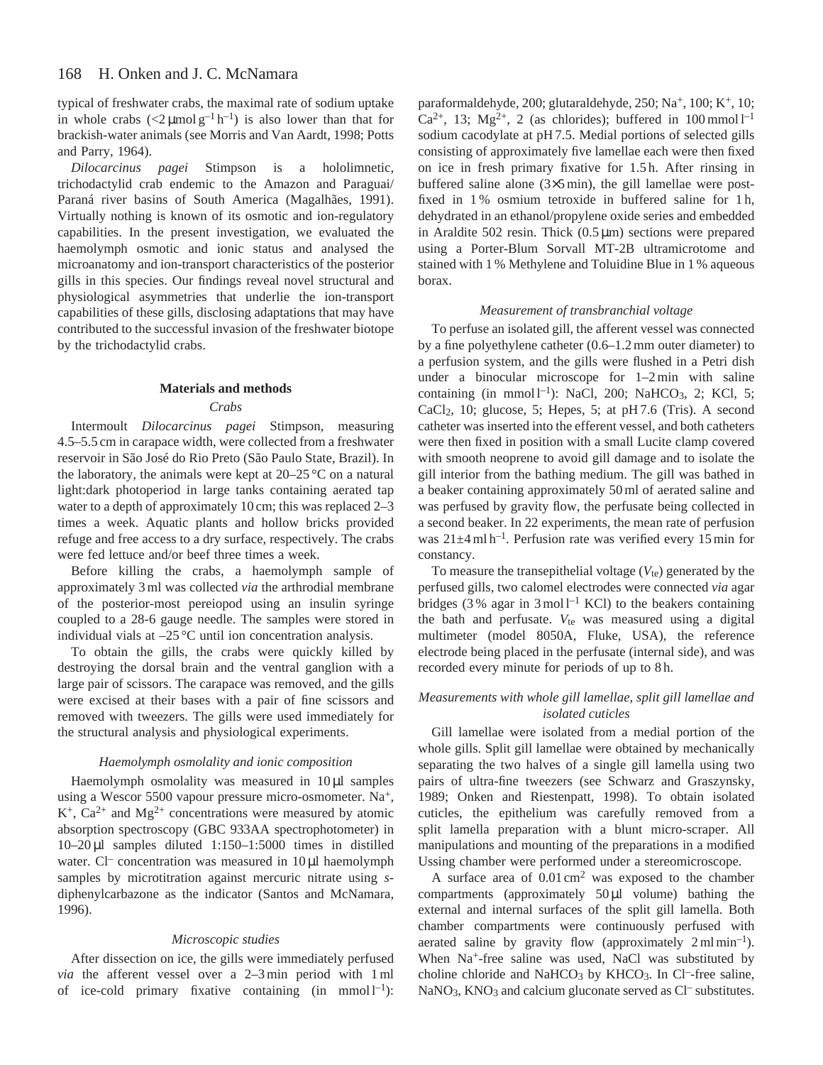typical of freshwater crabs, the maximal rate of sodium uptake in whole crabs (<2 μmol g$^{-1}$ h$^{-1}$) is also lower than that for brackish-water animals (see Morris and Van Aardt, 1998; Potts and Parry, 1964).

*Dilocarcinus pagei* Stimpson is a hololimnetic, trichodactylid crab endemic to the Amazon and Paraguai/Paraná river basins of South America (Magalhães, 1991). Virtually nothing is known of its osmotic and ion-regulatory capabilities. In the present investigation, we evaluated the haemolymph osmotic and ionic status and analysed the microanatomy and ion-transport characteristics of the posterior gills in this species. Our findings reveal novel structural and physiological asymmetries that underlie the ion-transport capabilities of these gills, disclosing adaptations that may have contributed to the successful invasion of the freshwater biotope by the trichodactylid crabs.

## Materials and methods

### Crabs

Intermoult *Dilocarcinus pagei* Stimpson, measuring 4.5–5.5 cm in carapace width, were collected from a freshwater reservoir in São José do Rio Preto (São Paulo State, Brazil). In the laboratory, the animals were kept at 20–25 °C on a natural light:dark photoperiod in large tanks containing aerated tap water to a depth of approximately 10 cm; this was replaced 2–3 times a week. Aquatic plants and hollow bricks provided refuge and free access to a dry surface, respectively. The crabs were fed lettuce and/or beef three times a week.

Before killing the crabs, a haemolymph sample of approximately 3 ml was collected *via* the arthrodial membrane of the posterior-most pereiopod using an insulin syringe coupled to a 28-6 gauge needle. The samples were stored in individual vials at –25 °C until ion concentration analysis.

To obtain the gills, the crabs were quickly killed by destroying the dorsal brain and the ventral ganglion with a large pair of scissors. The carapace was removed, and the gills were excised at their bases with a pair of fine scissors and removed with tweezers. The gills were used immediately for the structural analysis and physiological experiments.

### Haemolymph osmolality and ionic composition

Haemolymph osmolality was measured in 10 μl samples using a Wescor 5500 vapour pressure micro-osmometer. $Na^+$, $K^+$, $Ca^{2+}$ and $Mg^{2+}$ concentrations were measured by atomic absorption spectroscopy (GBC 933AA spectrophotometer) in 10–20 μl samples diluted 1:150–1:5000 times in distilled water. $Cl^-$ concentration was measured in 10 μl haemolymph samples by microtitration against mercuric nitrate using *s*-diphenylcarbazone as the indicator (Santos and McNamara, 1996).

### Microscopic studies

After dissection on ice, the gills were immediately perfused *via* the afferent vessel over a 2–3 min period with 1 ml of ice-cold primary fixative containing (in mmol l$^{-1}$): paraformaldehyde, 200; glutaraldehyde, 250; $Na^+$, 100; $K^+$, 10; $Ca^{2+}$, 13; $Mg^{2+}$, 2 (as chlorides); buffered in 100 mmol l$^{-1}$ sodium cacodylate at pH 7.5. Medial portions of selected gills consisting of approximately five lamellae each were then fixed on ice in fresh primary fixative for 1.5 h. After rinsing in buffered saline alone (3×5 min), the gill lamellae were post-fixed in 1 % osmium tetroxide in buffered saline for 1 h, dehydrated in an ethanol/propylene oxide series and embedded in Araldite 502 resin. Thick (0.5 μm) sections were prepared using a Porter-Blum Sorvall MT-2B ultramicrotome and stained with 1 % Methylene and Toluidine Blue in 1 % aqueous borax.

### Measurement of transbranchial voltage

To perfuse an isolated gill, the afferent vessel was connected by a fine polyethylene catheter (0.6–1.2 mm outer diameter) to a perfusion system, and the gills were flushed in a Petri dish under a binocular microscope for 1–2 min with saline containing (in mmol l$^{-1}$): NaCl, 200; $NaHCO_3$, 2; KCl, 5; $CaCl_2$, 10; glucose, 5; Hepes, 5; at pH 7.6 (Tris). A second catheter was inserted into the efferent vessel, and both catheters were then fixed in position with a small Lucite clamp covered with smooth neoprene to avoid gill damage and to isolate the gill interior from the bathing medium. The gill was bathed in a beaker containing approximately 50 ml of aerated saline and was perfused by gravity flow, the perfusate being collected in a second beaker. In 22 experiments, the mean rate of perfusion was 21±4 ml h$^{-1}$. Perfusion rate was verified every 15 min for constancy.

To measure the transepithelial voltage ($V_{te}$) generated by the perfused gills, two calomel electrodes were connected *via* agar bridges (3 % agar in 3 mol l$^{-1}$ KCl) to the beakers containing the bath and perfusate. $V_{te}$ was measured using a digital multimeter (model 8050A, Fluke, USA), the reference electrode being placed in the perfusate (internal side), and was recorded every minute for periods of up to 8 h.

### Measurements with whole gill lamellae, split gill lamellae and isolated cuticles

Gill lamellae were isolated from a medial portion of the whole gills. Split gill lamellae were obtained by mechanically separating the two halves of a single gill lamella using two pairs of ultra-fine tweezers (see Schwarz and Graszynsky, 1989; Onken and Riestenpatt, 1998). To obtain isolated cuticles, the epithelium was carefully removed from a split lamella preparation with a blunt micro-scraper. All manipulations and mounting of the preparations in a modified Ussing chamber were performed under a stereomicroscope.

A surface area of 0.01 cm$^2$ was exposed to the chamber compartments (approximately 50 μl volume) bathing the external and internal surfaces of the split gill lamella. Both chamber compartments were continuously perfused with aerated saline by gravity flow (approximately 2 ml min$^{-1}$). When $Na^+$-free saline was used, NaCl was substituted by choline chloride and $NaHCO_3$ by $KHCO_3$. In $Cl^-$-free saline, $NaNO_3$, $KNO_3$ and calcium gluconate served as $Cl^-$ substitutes.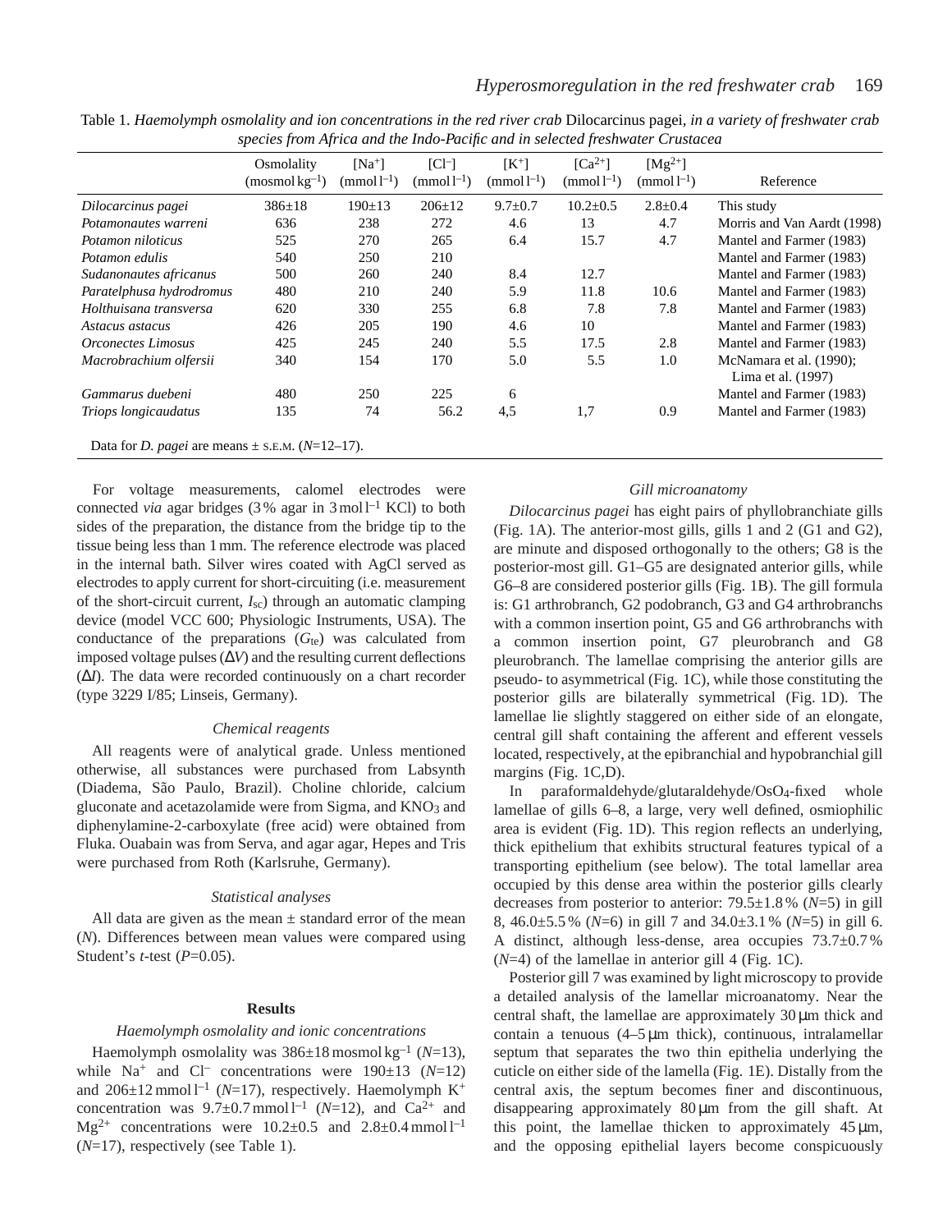Table 1. *Haemolymph osmolality and ion concentrations in the red river crab* Dilocarcinus pagei, *in a variety of freshwater crab species from Africa and the Indo-Pacific and in selected freshwater Crustacea*

| | Osmolality ($\mathrm{mosmol\,kg^{-1}}$) | $[Na^+]$ ($\mathrm{mmol\,l^{-1}}$) | $[Cl^-]$ ($\mathrm{mmol\,l^{-1}}$) | $[K^+]$ ($\mathrm{mmol\,l^{-1}}$) | $[Ca^{2+}]$ ($\mathrm{mmol\,l^{-1}}$) | $[Mg^{2+}]$ ($\mathrm{mmol\,l^{-1}}$) | Reference |
|---|---|---|---|---|---|---|---|
| *Dilocarcinus pagei* | 386±18 | 190±13 | 206±12 | 9.7±0.7 | 10.2±0.5 | 2.8±0.4 | This study |
| *Potamonautes warreni* | 636 | 238 | 272 | 4.6 | 13 | 4.7 | Morris and Van Aardt (1998) |
| *Potamon niloticus* | 525 | 270 | 265 | 6.4 | 15.7 | 4.7 | Mantel and Farmer (1983) |
| *Potamon edulis* | 540 | 250 | 210 | | | | Mantel and Farmer (1983) |
| *Sudanonautes africanus* | 500 | 260 | 240 | 8.4 | 12.7 | | Mantel and Farmer (1983) |
| *Paratelphusa hydrodromus* | 480 | 210 | 240 | 5.9 | 11.8 | 10.6 | Mantel and Farmer (1983) |
| *Holthuisana transversa* | 620 | 330 | 255 | 6.8 | 7.8 | 7.8 | Mantel and Farmer (1983) |
| *Astacus astacus* | 426 | 205 | 190 | 4.6 | 10 | | Mantel and Farmer (1983) |
| *Orconectes Limosus* | 425 | 245 | 240 | 5.5 | 17.5 | 2.8 | Mantel and Farmer (1983) |
| *Macrobrachium olfersii* | 340 | 154 | 170 | 5.0 | 5.5 | 1.0 | McNamara et al. (1990); Lima et al. (1997) |
| *Gammarus duebeni* | 480 | 250 | 225 | 6 | | | Mantel and Farmer (1983) |
| *Triops longicaudatus* | 135 | 74 | 56.2 | 4,5 | 1,7 | 0.9 | Mantel and Farmer (1983) |

Data for *D. pagei* are means ± S.E.M. ($N$=12–17).

For voltage measurements, calomel electrodes were connected *via* agar bridges (3% agar in $3\,\mathrm{mol\,l^{-1}}$ KCl) to both sides of the preparation, the distance from the bridge tip to the tissue being less than 1 mm. The reference electrode was placed in the internal bath. Silver wires coated with AgCl served as electrodes to apply current for short-circuiting (i.e. measurement of the short-circuit current, $I_{sc}$) through an automatic clamping device (model VCC 600; Physiologic Instruments, USA). The conductance of the preparations ($G_{te}$) was calculated from imposed voltage pulses ($\Delta V$) and the resulting current deflections ($\Delta I$). The data were recorded continuously on a chart recorder (type 3229 I/85; Linseis, Germany).

### Chemical reagents

All reagents were of analytical grade. Unless mentioned otherwise, all substances were purchased from Labsynth (Diadema, São Paulo, Brazil). Choline chloride, calcium gluconate and acetazolamide were from Sigma, and $KNO_3$ and diphenylamine-2-carboxylate (free acid) were obtained from Fluka. Ouabain was from Serva, and agar agar, Hepes and Tris were purchased from Roth (Karlsruhe, Germany).

### Statistical analyses

All data are given as the mean ± standard error of the mean ($N$). Differences between mean values were compared using Student's $t$-test ($P$=0.05).

## Results

### Haemolymph osmolality and ionic concentrations

Haemolymph osmolality was $386\pm18\,\mathrm{mosmol\,kg^{-1}}$ ($N$=13), while $Na^+$ and $Cl^-$ concentrations were 190±13 ($N$=12) and $206\pm12\,\mathrm{mmol\,l^{-1}}$ ($N$=17), respectively. Haemolymph $K^+$ concentration was $9.7\pm0.7\,\mathrm{mmol\,l^{-1}}$ ($N$=12), and $Ca^{2+}$ and $Mg^{2+}$ concentrations were 10.2±0.5 and $2.8\pm0.4\,\mathrm{mmol\,l^{-1}}$ ($N$=17), respectively (see Table 1).

### Gill microanatomy

*Dilocarcinus pagei* has eight pairs of phyllobranchiate gills (Fig. 1A). The anterior-most gills, gills 1 and 2 (G1 and G2), are minute and disposed orthogonally to the others; G8 is the posterior-most gill. G1–G5 are designated anterior gills, while G6–8 are considered posterior gills (Fig. 1B). The gill formula is: G1 arthrobranch, G2 podobranch, G3 and G4 arthrobranchs with a common insertion point, G5 and G6 arthrobranchs with a common insertion point, G7 pleurobranch and G8 pleurobranch. The lamellae comprising the anterior gills are pseudo- to asymmetrical (Fig. 1C), while those constituting the posterior gills are bilaterally symmetrical (Fig. 1D). The lamellae lie slightly staggered on either side of an elongate, central gill shaft containing the afferent and efferent vessels located, respectively, at the epibranchial and hypobranchial gill margins (Fig. 1C,D).

In paraformaldehyde/glutaraldehyde/$OsO_4$-fixed whole lamellae of gills 6–8, a large, very well defined, osmiophilic area is evident (Fig. 1D). This region reflects an underlying, thick epithelium that exhibits structural features typical of a transporting epithelium (see below). The total lamellar area occupied by this dense area within the posterior gills clearly decreases from posterior to anterior: 79.5±1.8% ($N$=5) in gill 8, 46.0±5.5% ($N$=6) in gill 7 and 34.0±3.1% ($N$=5) in gill 6. A distinct, although less-dense, area occupies 73.7±0.7% ($N$=4) of the lamellae in anterior gill 4 (Fig. 1C).

Posterior gill 7 was examined by light microscopy to provide a detailed analysis of the lamellar microanatomy. Near the central shaft, the lamellae are approximately 30 μm thick and contain a tenuous (4–5 μm thick), continuous, intralamellar septum that separates the two thin epithelia underlying the cuticle on either side of the lamella (Fig. 1E). Distally from the central axis, the septum becomes finer and discontinuous, disappearing approximately 80 μm from the gill shaft. At this point, the lamellae thicken to approximately 45 μm, and the opposing epithelial layers become conspicuously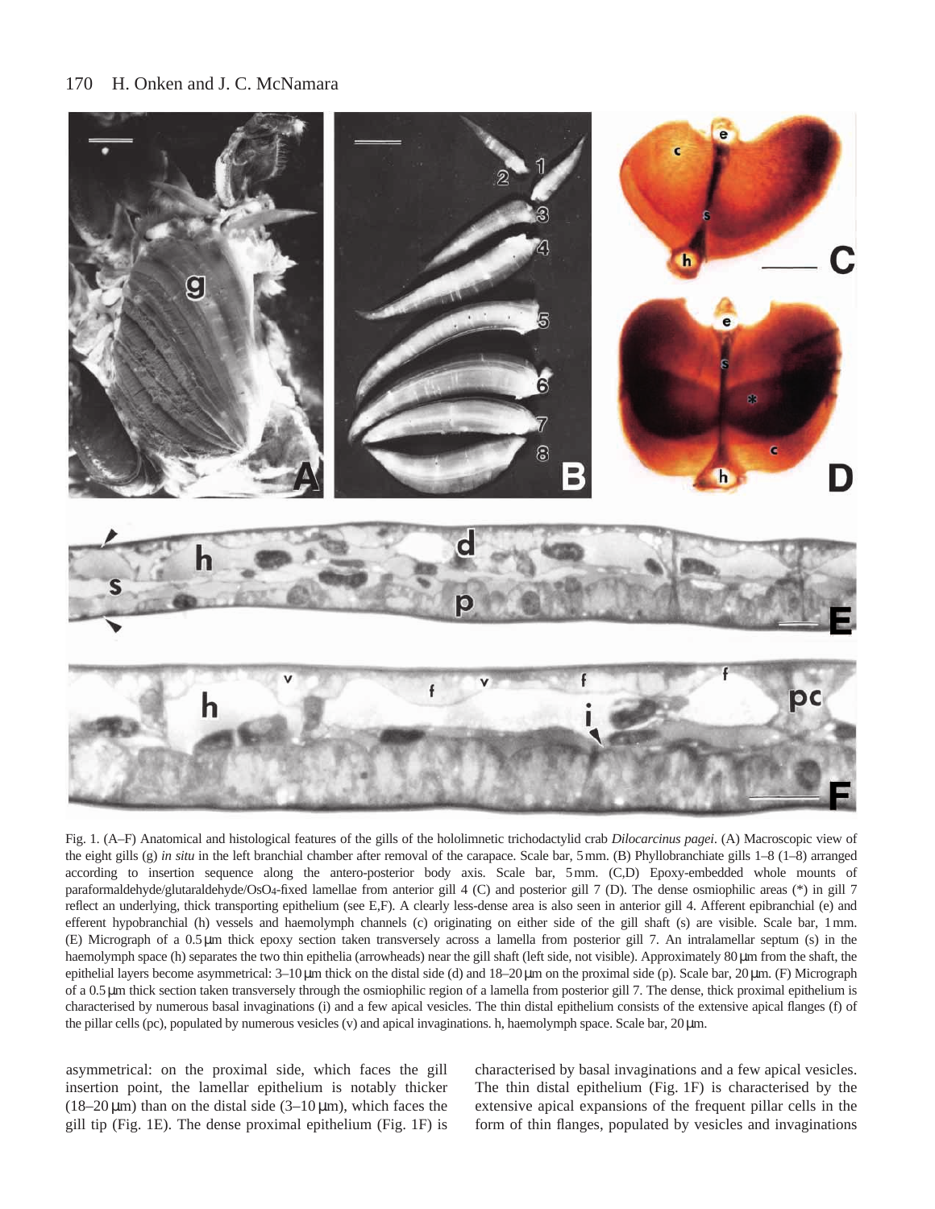Fig. 1. (A–F) Anatomical and histological features of the gills of the hololimnetic trichodactylid crab *Dilocarcinus pagei*. (A) Macroscopic view of the eight gills (g) *in situ* in the left branchial chamber after removal of the carapace. Scale bar, 5 mm. (B) Phyllobranchiate gills 1–8 (1–8) arranged according to insertion sequence along the antero-posterior body axis. Scale bar, 5 mm. (C,D) Epoxy-embedded whole mounts of paraformaldehyde/glutaraldehyde/$OsO_4$-fixed lamellae from anterior gill 4 (C) and posterior gill 7 (D). The dense osmiophilic areas (*) in gill 7 reflect an underlying, thick transporting epithelium (see E,F). A clearly less-dense area is also seen in anterior gill 4. Afferent epibranchial (e) and efferent hypobranchial (h) vessels and haemolymph channels (c) originating on either side of the gill shaft (s) are visible. Scale bar, 1 mm. (E) Micrograph of a 0.5 μm thick epoxy section taken transversely across a lamella from posterior gill 7. An intralamellar septum (s) in the haemolymph space (h) separates the two thin epithelia (arrowheads) near the gill shaft (left side, not visible). Approximately 80 μm from the shaft, the epithelial layers become asymmetrical: 3–10 μm thick on the distal side (d) and 18–20 μm on the proximal side (p). Scale bar, 20 μm. (F) Micrograph of a 0.5 μm thick section taken transversely through the osmiophilic region of a lamella from posterior gill 7. The dense, thick proximal epithelium is characterised by numerous basal invaginations (i) and a few apical vesicles. The thin distal epithelium consists of the extensive apical flanges (f) of the pillar cells (pc), populated by numerous vesicles (v) and apical invaginations. h, haemolymph space. Scale bar, 20 μm.

asymmetrical: on the proximal side, which faces the gill insertion point, the lamellar epithelium is notably thicker (18–20 μm) than on the distal side (3–10 μm), which faces the gill tip (Fig. 1E). The dense proximal epithelium (Fig. 1F) is characterised by basal invaginations and a few apical vesicles. The thin distal epithelium (Fig. 1F) is characterised by the extensive apical expansions of the frequent pillar cells in the form of thin flanges, populated by vesicles and invaginations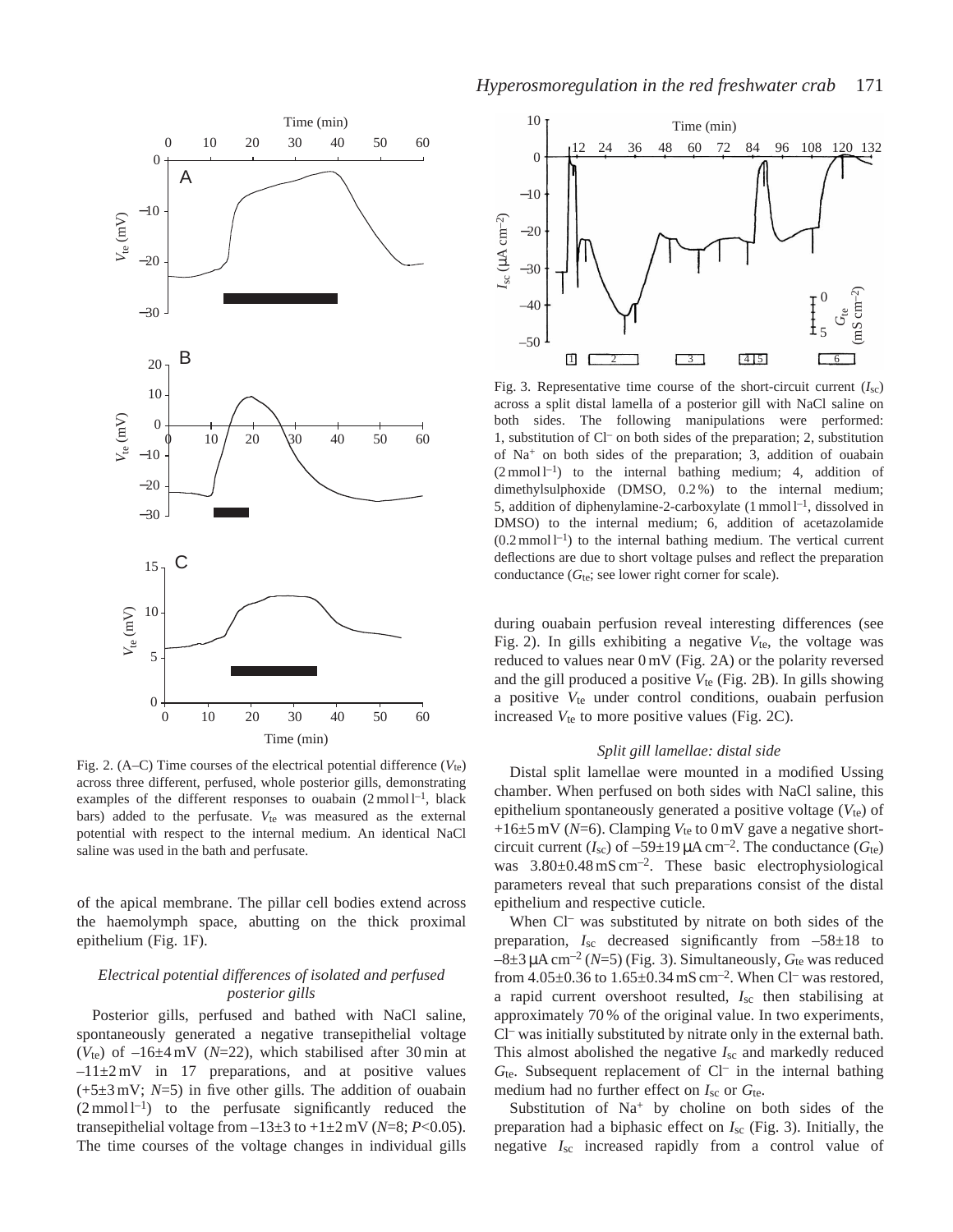Fig. 2. (A–C) Time courses of the electrical potential difference ($V_{te}$) across three different, perfused, whole posterior gills, demonstrating examples of the different responses to ouabain (2 mmol l$^{-1}$, black bars) added to the perfusate. $V_{te}$ was measured as the external potential with respect to the internal medium. An identical NaCl saline was used in the bath and perfusate.

of the apical membrane. The pillar cell bodies extend across the haemolymph space, abutting on the thick proximal epithelium (Fig. 1F).

### *Electrical potential differences of isolated and perfused posterior gills*

Posterior gills, perfused and bathed with NaCl saline, spontaneously generated a negative transepithelial voltage ($V_{te}$) of –16±4 mV ($N$=22), which stabilised after 30 min at –11±2 mV in 17 preparations, and at positive values (+5±3 mV; $N$=5) in five other gills. The addition of ouabain (2 mmol l$^{-1}$) to the perfusate significantly reduced the transepithelial voltage from –13±3 to +1±2 mV ($N$=8; $P$<0.05). The time courses of the voltage changes in individual gills during ouabain perfusion reveal interesting differences (see Fig. 2). In gills exhibiting a negative $V_{te}$, the voltage was reduced to values near 0 mV (Fig. 2A) or the polarity reversed and the gill produced a positive $V_{te}$ (Fig. 2B). In gills showing a positive $V_{te}$ under control conditions, ouabain perfusion increased $V_{te}$ to more positive values (Fig. 2C).

Fig. 3. Representative time course of the short-circuit current ($I_{sc}$) across a split distal lamella of a posterior gill with NaCl saline on both sides. The following manipulations were performed: 1, substitution of Cl$^-$ on both sides of the preparation; 2, substitution of Na$^+$ on both sides of the preparation; 3, addition of ouabain (2 mmol l$^{-1}$) to the internal bathing medium; 4, addition of dimethylsulphoxide (DMSO, 0.2 %) to the internal medium; 5, addition of diphenylamine-2-carboxylate (1 mmol l$^{-1}$, dissolved in DMSO) to the internal medium; 6, addition of acetazolamide (0.2 mmol l$^{-1}$) to the internal bathing medium. The vertical current deflections are due to short voltage pulses and reflect the preparation conductance ($G_{te}$; see lower right corner for scale).

### *Split gill lamellae: distal side*

Distal split lamellae were mounted in a modified Ussing chamber. When perfused on both sides with NaCl saline, this epithelium spontaneously generated a positive voltage ($V_{te}$) of +16±5 mV ($N$=6). Clamping $V_{te}$ to 0 mV gave a negative short-circuit current ($I_{sc}$) of –59±19 μA cm$^{-2}$. The conductance ($G_{te}$) was 3.80±0.48 mS cm$^{-2}$. These basic electrophysiological parameters reveal that such preparations consist of the distal epithelium and respective cuticle.

When Cl$^-$ was substituted by nitrate on both sides of the preparation, $I_{sc}$ decreased significantly from –58±18 to –8±3 μA cm$^{-2}$ ($N$=5) (Fig. 3). Simultaneously, $G_{te}$ was reduced from 4.05±0.36 to 1.65±0.34 mS cm$^{-2}$. When Cl$^-$ was restored, a rapid current overshoot resulted, $I_{sc}$ then stabilising at approximately 70 % of the original value. In two experiments, Cl$^-$ was initially substituted by nitrate only in the external bath. This almost abolished the negative $I_{sc}$ and markedly reduced $G_{te}$. Subsequent replacement of Cl$^-$ in the internal bathing medium had no further effect on $I_{sc}$ or $G_{te}$.

Substitution of Na$^+$ by choline on both sides of the preparation had a biphasic effect on $I_{sc}$ (Fig. 3). Initially, the negative $I_{sc}$ increased rapidly from a control value of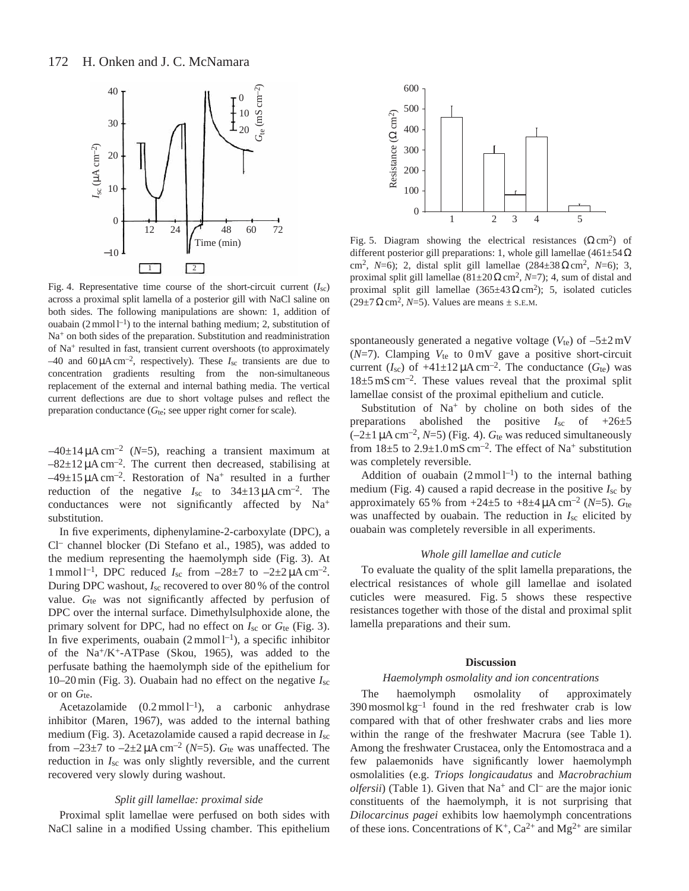Fig. 4. Representative time course of the short-circuit current ($I_{sc}$) across a proximal split lamella of a posterior gill with NaCl saline on both sides. The following manipulations are shown: 1, addition of ouabain (2 mmol l$^{-1}$) to the internal bathing medium; 2, substitution of $Na^+$ on both sides of the preparation. Substitution and readministration of $Na^+$ resulted in fast, transient current overshoots (to approximately –40 and 60 μA cm$^{-2}$, respectively). These $I_{sc}$ transients are due to concentration gradients resulting from the non-simultaneous replacement of the external and internal bathing media. The vertical current deflections are due to short voltage pulses and reflect the preparation conductance ($G_{te}$; see upper right corner for scale).

Fig. 5. Diagram showing the electrical resistances (Ω cm$^2$) of different posterior gill preparations: 1, whole gill lamellae (461±54 Ω cm$^2$, $N$=6); 2, distal split gill lamellae (284±38 Ω cm$^2$, $N$=6); 3, proximal split gill lamellae (81±20 Ω cm$^2$, $N$=7); 4, sum of distal and proximal split gill lamellae (365±43 Ω cm$^2$); 5, isolated cuticles (29±7 Ω cm$^2$, $N$=5). Values are means ± S.E.M.

–40±14 μA cm$^{-2}$ ($N$=5), reaching a transient maximum at –82±12 μA cm$^{-2}$. The current then decreased, stabilising at –49±15 μA cm$^{-2}$. Restoration of $Na^+$ resulted in a further reduction of the negative $I_{sc}$ to 34±13 μA cm$^{-2}$. The conductances were not significantly affected by $Na^+$ substitution.

In five experiments, diphenylamine-2-carboxylate (DPC), a $Cl^-$ channel blocker (Di Stefano et al., 1985), was added to the medium representing the haemolymph side (Fig. 3). At 1 mmol l$^{-1}$, DPC reduced $I_{sc}$ from –28±7 to –2±2 μA cm$^{-2}$. During DPC washout, $I_{sc}$ recovered to over 80 % of the control value. $G_{te}$ was not significantly affected by perfusion of DPC over the internal surface. Dimethylsulphoxide alone, the primary solvent for DPC, had no effect on $I_{sc}$ or $G_{te}$ (Fig. 3). In five experiments, ouabain (2 mmol l$^{-1}$), a specific inhibitor of the $Na^+/K^+$-ATPase (Skou, 1965), was added to the perfusate bathing the haemolymph side of the epithelium for 10–20 min (Fig. 3). Ouabain had no effect on the negative $I_{sc}$ or on $G_{te}$.

Acetazolamide (0.2 mmol l$^{-1}$), a carbonic anhydrase inhibitor (Maren, 1967), was added to the internal bathing medium (Fig. 3). Acetazolamide caused a rapid decrease in $I_{sc}$ from –23±7 to –2±2 μA cm$^{-2}$ ($N$=5). $G_{te}$ was unaffected. The reduction in $I_{sc}$ was only slightly reversible, and the current recovered very slowly during washout.

### *Split gill lamellae: proximal side*

Proximal split lamellae were perfused on both sides with NaCl saline in a modified Ussing chamber. This epithelium spontaneously generated a negative voltage ($V_{te}$) of –5±2 mV ($N$=7). Clamping $V_{te}$ to 0 mV gave a positive short-circuit current ($I_{sc}$) of +41±12 μA cm$^{-2}$. The conductance ($G_{te}$) was 18±5 mS cm$^{-2}$. These values reveal that the proximal split lamellae consist of the proximal epithelium and cuticle.

Substitution of $Na^+$ by choline on both sides of the preparations abolished the positive $I_{sc}$ of +26±5 (–2±1 μA cm$^{-2}$, $N$=5) (Fig. 4). $G_{te}$ was reduced simultaneously from 18±5 to 2.9±1.0 mS cm$^{-2}$. The effect of $Na^+$ substitution was completely reversible.

Addition of ouabain (2 mmol l$^{-1}$) to the internal bathing medium (Fig. 4) caused a rapid decrease in the positive $I_{sc}$ by approximately 65 % from +24±5 to +8±4 μA cm$^{-2}$ ($N$=5). $G_{te}$ was unaffected by ouabain. The reduction in $I_{sc}$ elicited by ouabain was completely reversible in all experiments.

### *Whole gill lamellae and cuticle*

To evaluate the quality of the split lamella preparations, the electrical resistances of whole gill lamellae and isolated cuticles were measured. Fig. 5 shows these respective resistances together with those of the distal and proximal split lamella preparations and their sum.

## Discussion

### *Haemolymph osmolality and ion concentrations*

The haemolymph osmolality of approximately 390 mosmol kg$^{-1}$ found in the red freshwater crab is low compared with that of other freshwater crabs and lies more within the range of the freshwater Macrura (see Table 1). Among the freshwater Crustacea, only the Entomostraca and a few palaemonids have significantly lower haemolymph osmolalities (e.g. *Triops longicaudatus* and *Macrobrachium olfersii*) (Table 1). Given that $Na^+$ and $Cl^-$ are the major ionic constituents of the haemolymph, it is not surprising that *Dilocarcinus pagei* exhibits low haemolymph concentrations of these ions. Concentrations of $K^+$, $Ca^{2+}$ and $Mg^{2+}$ are similar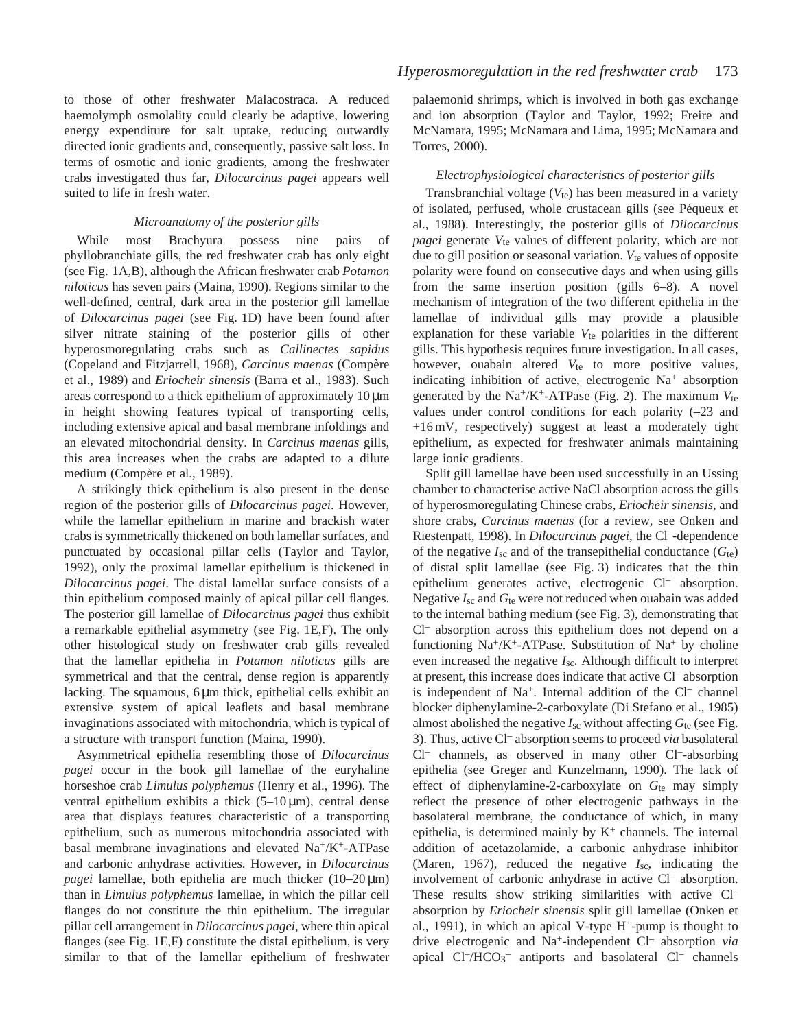to those of other freshwater Malacostraca. A reduced haemolymph osmolality could clearly be adaptive, lowering energy expenditure for salt uptake, reducing outwardly directed ionic gradients and, consequently, passive salt loss. In terms of osmotic and ionic gradients, among the freshwater crabs investigated thus far, *Dilocarcinus pagei* appears well suited to life in fresh water.

### *Microanatomy of the posterior gills*

While most Brachyura possess nine pairs of phyllobranchiate gills, the red freshwater crab has only eight (see Fig. 1A,B), although the African freshwater crab *Potamon niloticus* has seven pairs (Maina, 1990). Regions similar to the well-defined, central, dark area in the posterior gill lamellae of *Dilocarcinus pagei* (see Fig. 1D) have been found after silver nitrate staining of the posterior gills of other hyperosmoregulating crabs such as *Callinectes sapidus* (Copeland and Fitzjarrell, 1968), *Carcinus maenas* (Compère et al., 1989) and *Eriocheir sinensis* (Barra et al., 1983). Such areas correspond to a thick epithelium of approximately 10 µm in height showing features typical of transporting cells, including extensive apical and basal membrane infoldings and an elevated mitochondrial density. In *Carcinus maenas* gills, this area increases when the crabs are adapted to a dilute medium (Compère et al., 1989).

A strikingly thick epithelium is also present in the dense region of the posterior gills of *Dilocarcinus pagei*. However, while the lamellar epithelium in marine and brackish water crabs is symmetrically thickened on both lamellar surfaces, and punctuated by occasional pillar cells (Taylor and Taylor, 1992), only the proximal lamellar epithelium is thickened in *Dilocarcinus pagei*. The distal lamellar surface consists of a thin epithelium composed mainly of apical pillar cell flanges. The posterior gill lamellae of *Dilocarcinus pagei* thus exhibit a remarkable epithelial asymmetry (see Fig. 1E,F). The only other histological study on freshwater crab gills revealed that the lamellar epithelia in *Potamon niloticus* gills are symmetrical and that the central, dense region is apparently lacking. The squamous, 6 µm thick, epithelial cells exhibit an extensive system of apical leaflets and basal membrane invaginations associated with mitochondria, which is typical of a structure with transport function (Maina, 1990).

Asymmetrical epithelia resembling those of *Dilocarcinus pagei* occur in the book gill lamellae of the euryhaline horseshoe crab *Limulus polyphemus* (Henry et al., 1996). The ventral epithelium exhibits a thick (5–10 µm), central dense area that displays features characteristic of a transporting epithelium, such as numerous mitochondria associated with basal membrane invaginations and elevated $Na^+/K^+$-ATPase and carbonic anhydrase activities. However, in *Dilocarcinus pagei* lamellae, both epithelia are much thicker (10–20 µm) than in *Limulus polyphemus* lamellae, in which the pillar cell flanges do not constitute the thin epithelium. The irregular pillar cell arrangement in *Dilocarcinus pagei*, where thin apical flanges (see Fig. 1E,F) constitute the distal epithelium, is very similar to that of the lamellar epithelium of freshwater palaemonid shrimps, which is involved in both gas exchange and ion absorption (Taylor and Taylor, 1992; Freire and McNamara, 1995; McNamara and Lima, 1995; McNamara and Torres, 2000).

### *Electrophysiological characteristics of posterior gills*

Transbranchial voltage ($V_{te}$) has been measured in a variety of isolated, perfused, whole crustacean gills (see Péqueux et al., 1988). Interestingly, the posterior gills of *Dilocarcinus pagei* generate $V_{te}$ values of different polarity, which are not due to gill position or seasonal variation. $V_{te}$ values of opposite polarity were found on consecutive days and when using gills from the same insertion position (gills 6–8). A novel mechanism of integration of the two different epithelia in the lamellae of individual gills may provide a plausible explanation for these variable $V_{te}$ polarities in the different gills. This hypothesis requires future investigation. In all cases, however, ouabain altered $V_{te}$ to more positive values, indicating inhibition of active, electrogenic $Na^+$ absorption generated by the $Na^+/K^+$-ATPase (Fig. 2). The maximum $V_{te}$ values under control conditions for each polarity (–23 and +16 mV, respectively) suggest at least a moderately tight epithelium, as expected for freshwater animals maintaining large ionic gradients.

Split gill lamellae have been used successfully in an Ussing chamber to characterise active NaCl absorption across the gills of hyperosmoregulating Chinese crabs, *Eriocheir sinensis*, and shore crabs, *Carcinus maenas* (for a review, see Onken and Riestenpatt, 1998). In *Dilocarcinus pagei*, the $Cl^-$-dependence of the negative $I_{sc}$ and of the transepithelial conductance ($G_{te}$) of distal split lamellae (see Fig. 3) indicates that the thin epithelium generates active, electrogenic $Cl^-$ absorption. Negative $I_{sc}$ and $G_{te}$ were not reduced when ouabain was added to the internal bathing medium (see Fig. 3), demonstrating that $Cl^-$ absorption across this epithelium does not depend on a functioning $Na^+/K^+$-ATPase. Substitution of $Na^+$ by choline even increased the negative $I_{sc}$. Although difficult to interpret at present, this increase does indicate that active $Cl^-$ absorption is independent of $Na^+$. Internal addition of the $Cl^-$ channel blocker diphenylamine-2-carboxylate (Di Stefano et al., 1985) almost abolished the negative $I_{sc}$ without affecting $G_{te}$ (see Fig. 3). Thus, active $Cl^-$ absorption seems to proceed *via* basolateral $Cl^-$ channels, as observed in many other $Cl^-$-absorbing epithelia (see Greger and Kunzelmann, 1990). The lack of effect of diphenylamine-2-carboxylate on $G_{te}$ may simply reflect the presence of other electrogenic pathways in the basolateral membrane, the conductance of which, in many epithelia, is determined mainly by $K^+$ channels. The internal addition of acetazolamide, a carbonic anhydrase inhibitor (Maren, 1967), reduced the negative $I_{sc}$, indicating the involvement of carbonic anhydrase in active $Cl^-$ absorption. These results show striking similarities with active $Cl^-$ absorption by *Eriocheir sinensis* split gill lamellae (Onken et al., 1991), in which an apical V-type $H^+$-pump is thought to drive electrogenic and $Na^+$-independent $Cl^-$ absorption *via* apical $Cl^-/HCO_3^-$ antiports and basolateral $Cl^-$ channels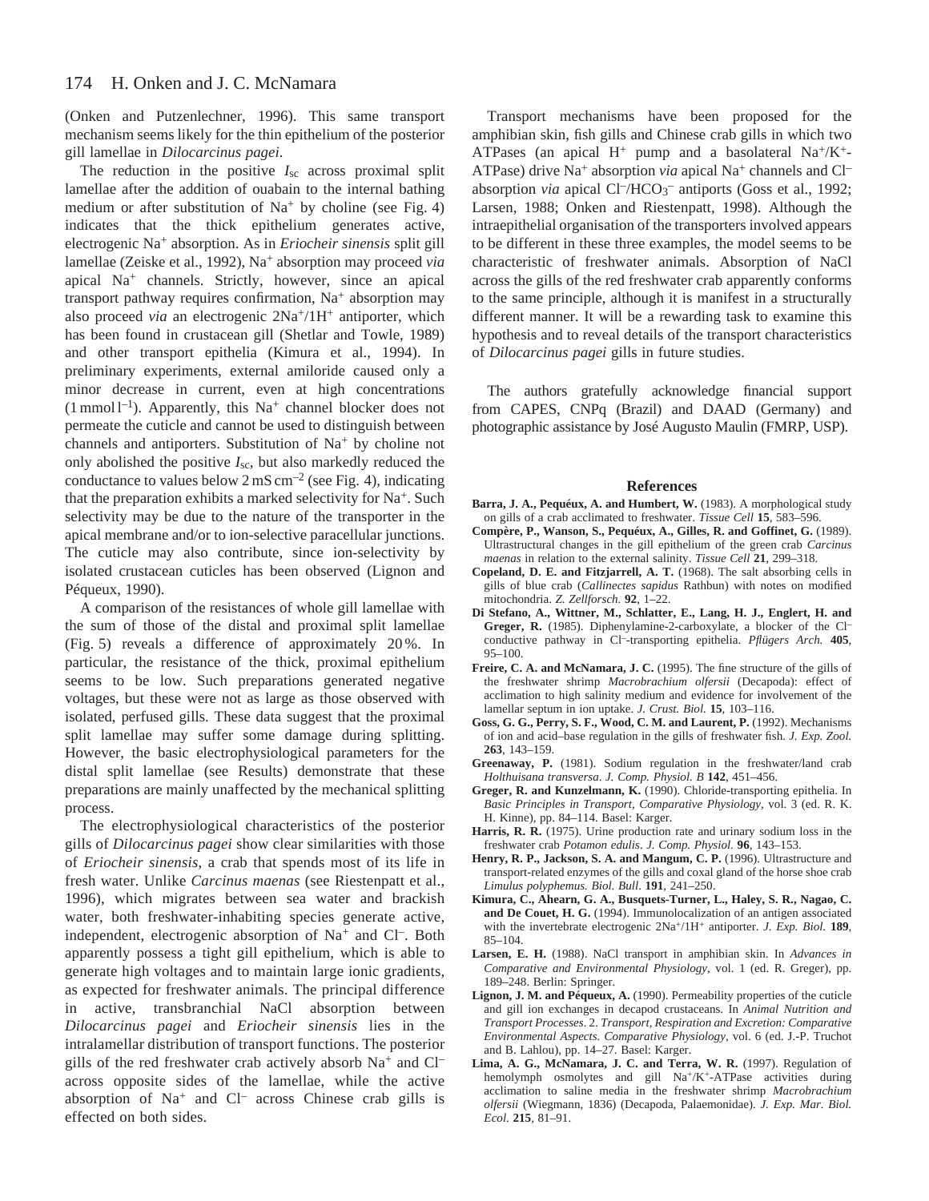(Onken and Putzenlechner, 1996). This same transport mechanism seems likely for the thin epithelium of the posterior gill lamellae in *Dilocarcinus pagei*.

The reduction in the positive $I_{sc}$ across proximal split lamellae after the addition of ouabain to the internal bathing medium or after substitution of $Na^+$ by choline (see Fig. 4) indicates that the thick epithelium generates active, electrogenic $Na^+$ absorption. As in *Eriocheir sinensis* split gill lamellae (Zeiske et al., 1992), $Na^+$ absorption may proceed *via* apical $Na^+$ channels. Strictly, however, since an apical transport pathway requires confirmation, $Na^+$ absorption may also proceed *via* an electrogenic $2Na^+/1H^+$ antiporter, which has been found in crustacean gill (Shetlar and Towle, 1989) and other transport epithelia (Kimura et al., 1994). In preliminary experiments, external amiloride caused only a minor decrease in current, even at high concentrations ($1\,mmol\,l^{-1}$). Apparently, this $Na^+$ channel blocker does not permeate the cuticle and cannot be used to distinguish between channels and antiporters. Substitution of $Na^+$ by choline not only abolished the positive $I_{sc}$, but also markedly reduced the conductance to values below $2\,mS\,cm^{-2}$ (see Fig. 4), indicating that the preparation exhibits a marked selectivity for $Na^+$. Such selectivity may be due to the nature of the transporter in the apical membrane and/or to ion-selective paracellular junctions. The cuticle may also contribute, since ion-selectivity by isolated crustacean cuticles has been observed (Lignon and Péqueux, 1990).

A comparison of the resistances of whole gill lamellae with the sum of those of the distal and proximal split lamellae (Fig. 5) reveals a difference of approximately 20 %. In particular, the resistance of the thick, proximal epithelium seems to be low. Such preparations generated negative voltages, but these were not as large as those observed with isolated, perfused gills. These data suggest that the proximal split lamellae may suffer some damage during splitting. However, the basic electrophysiological parameters for the distal split lamellae (see Results) demonstrate that these preparations are mainly unaffected by the mechanical splitting process.

The electrophysiological characteristics of the posterior gills of *Dilocarcinus pagei* show clear similarities with those of *Eriocheir sinensis*, a crab that spends most of its life in fresh water. Unlike *Carcinus maenas* (see Riestenpatt et al., 1996), which migrates between sea water and brackish water, both freshwater-inhabiting species generate active, independent, electrogenic absorption of $Na^+$ and $Cl^-$. Both apparently possess a tight gill epithelium, which is able to generate high voltages and to maintain large ionic gradients, as expected for freshwater animals. The principal difference in active, transbranchial NaCl absorption between *Dilocarcinus pagei* and *Eriocheir sinensis* lies in the intralamellar distribution of transport functions. The posterior gills of the red freshwater crab actively absorb $Na^+$ and $Cl^-$ across opposite sides of the lamellae, while the active absorption of $Na^+$ and $Cl^-$ across Chinese crab gills is effected on both sides.

Transport mechanisms have been proposed for the amphibian skin, fish gills and Chinese crab gills in which two ATPases (an apical $H^+$ pump and a basolateral $Na^+/K^+$-ATPase) drive $Na^+$ absorption *via* apical $Na^+$ channels and $Cl^-$ absorption *via* apical $Cl^-/HCO_3^-$ antiports (Goss et al., 1992; Larsen, 1988; Onken and Riestenpatt, 1998). Although the intraepithelial organisation of the transporters involved appears to be different in these three examples, the model seems to be characteristic of freshwater animals. Absorption of NaCl across the gills of the red freshwater crab apparently conforms to the same principle, although it is manifest in a structurally different manner. It will be a rewarding task to examine this hypothesis and to reveal details of the transport characteristics of *Dilocarcinus pagei* gills in future studies.

The authors gratefully acknowledge financial support from CAPES, CNPq (Brazil) and DAAD (Germany) and photographic assistance by José Augusto Maulin (FMRP, USP).

## References

**Barra, J. A., Pequéux, A. and Humbert, W.** (1983). A morphological study on gills of a crab acclimated to freshwater. *Tissue Cell* **15**, 583–596.

**Compère, P., Wanson, S., Pequéux, A., Gilles, R. and Goffinet, G.** (1989). Ultrastructural changes in the gill epithelium of the green crab *Carcinus maenas* in relation to the external salinity. *Tissue Cell* **21**, 299–318.

**Copeland, D. E. and Fitzjarrell, A. T.** (1968). The salt absorbing cells in gills of blue crab (*Callinectes sapidus* Rathbun) with notes on modified mitochondria. *Z. Zellforsch.* **92**, 1–22.

**Di Stefano, A., Wittner, M., Schlatter, E., Lang, H. J., Englert, H. and Greger, R.** (1985). Diphenylamine-2-carboxylate, a blocker of the $Cl^-$ conductive pathway in $Cl^-$-transporting epithelia. *Pflügers Arch.* **405**, 95–100.

**Freire, C. A. and McNamara, J. C.** (1995). The fine structure of the gills of the freshwater shrimp *Macrobrachium olfersii* (Decapoda): effect of acclimation to high salinity medium and evidence for involvement of the lamellar septum in ion uptake. *J. Crust. Biol.* **15**, 103–116.

**Goss, G. G., Perry, S. F., Wood, C. M. and Laurent, P.** (1992). Mechanisms of ion and acid–base regulation in the gills of freshwater fish. *J. Exp. Zool.* **263**, 143–159.

**Greenaway, P.** (1981). Sodium regulation in the freshwater/land crab *Holthuisana transversa*. *J. Comp. Physiol. B* **142**, 451–456.

**Greger, R. and Kunzelmann, K.** (1990). Chloride-transporting epithelia. In *Basic Principles in Transport, Comparative Physiology*, vol. 3 (ed. R. K. H. Kinne), pp. 84–114. Basel: Karger.

**Harris, R. R.** (1975). Urine production rate and urinary sodium loss in the freshwater crab *Potamon edulis*. *J. Comp. Physiol.* **96**, 143–153.

**Henry, R. P., Jackson, S. A. and Mangum, C. P.** (1996). Ultrastructure and transport-related enzymes of the gills and coxal gland of the horse shoe crab *Limulus polyphemus*. *Biol. Bull*. **191**, 241–250.

**Kimura, C., Ahearn, G. A., Busquets-Turner, L., Haley, S. R., Nagao, C. and De Couet, H. G.** (1994). Immunolocalization of an antigen associated with the invertebrate electrogenic $2Na^+/1H^+$ antiporter. *J. Exp. Biol.* **189**, 85–104.

**Larsen, E. H.** (1988). NaCl transport in amphibian skin. In *Advances in Comparative and Environmental Physiology*, vol. 1 (ed. R. Greger), pp. 189–248. Berlin: Springer.

**Lignon, J. M. and Péqueux, A.** (1990). Permeability properties of the cuticle and gill ion exchanges in decapod crustaceans. In *Animal Nutrition and Transport Processes*. 2. *Transport, Respiration and Excretion: Comparative Environmental Aspects. Comparative Physiology*, vol. 6 (ed. J.-P. Truchot and B. Lahlou), pp. 14–27. Basel: Karger.

**Lima, A. G., McNamara, J. C. and Terra, W. R.** (1997). Regulation of hemolymph osmolytes and gill $Na^+/K^+$-ATPase activities during acclimation to saline media in the freshwater shrimp *Macrobrachium olfersii* (Wiegmann, 1836) (Decapoda, Palaemonidae). *J. Exp. Mar. Biol. Ecol.* **215**, 81–91.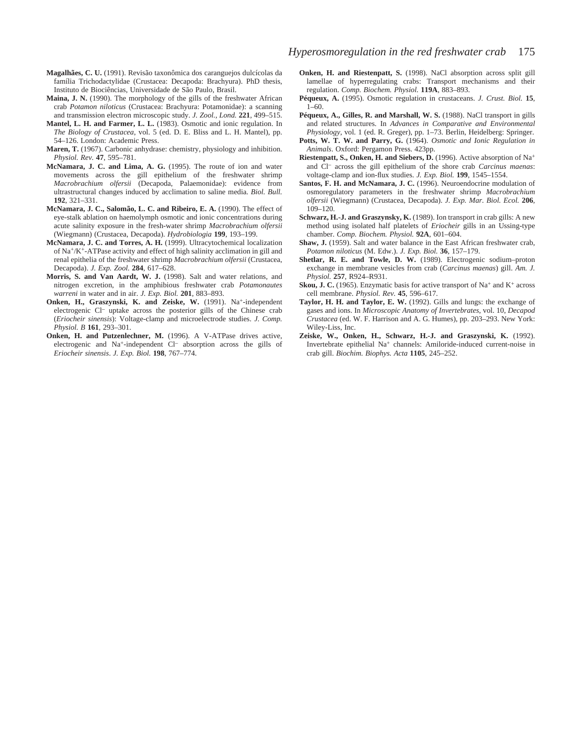**Magalhães, C. U.** (1991). Revisão taxonômica dos caranguejos dulcícolas da família Trichodactylidae (Crustacea: Decapoda: Brachyura). PhD thesis, Instituto de Biociências, Universidade de São Paulo, Brasil.

**Maina, J. N.** (1990). The morphology of the gills of the freshwater African crab *Potamon niloticus* (Crustacea: Brachyura: Potamonidae): a scanning and transmission electron microscopic study. *J. Zool., Lond.* **221**, 499–515.

**Mantel, L. H. and Farmer, L. L.** (1983). Osmotic and ionic regulation. In *The Biology of Crustacea*, vol. 5 (ed. D. E. Bliss and L. H. Mantel), pp. 54–126. London: Academic Press.

**Maren, T.** (1967). Carbonic anhydrase: chemistry, physiology and inhibition. *Physiol. Rev.* **47**, 595–781.

**McNamara, J. C. and Lima, A. G.** (1995). The route of ion and water movements across the gill epithelium of the freshwater shrimp *Macrobrachium olfersii* (Decapoda, Palaemonidae): evidence from ultrastructural changes induced by acclimation to saline media. *Biol. Bull.* **192**, 321–331.

**McNamara, J. C., Salomão, L. C. and Ribeiro, E. A.** (1990). The effect of eye-stalk ablation on haemolymph osmotic and ionic concentrations during acute salinity exposure in the fresh-water shrimp *Macrobrachium olfersii* (Wiegmann) (Crustacea, Decapoda). *Hydrobiologia* **199**, 193–199.

**McNamara, J. C. and Torres, A. H.** (1999). Ultracytochemical localization of $Na^+/K^+$-ATPase activity and effect of high salinity acclimation in gill and renal epithelia of the freshwater shrimp *Macrobrachium olfersii* (Crustacea, Decapoda). *J. Exp. Zool.* **284**, 617–628.

**Morris, S. and Van Aardt, W. J.** (1998). Salt and water relations, and nitrogen excretion, in the amphibious freshwater crab *Potamonautes warreni* in water and in air. *J. Exp. Biol.* **201**, 883–893.

**Onken, H., Graszynski, K. and Zeiske, W.** (1991). $Na^+$-independent electrogenic $Cl^-$ uptake across the posterior gills of the Chinese crab (*Eriocheir sinensis*): Voltage-clamp and microelectrode studies. *J. Comp. Physiol. B* **161**, 293–301.

**Onken, H. and Putzenlechner, M.** (1996). A V-ATPase drives active, electrogenic and $Na^+$-independent $Cl^-$ absorption across the gills of *Eriocheir sinensis*. *J. Exp. Biol.* **198**, 767–774.

**Onken, H. and Riestenpatt, S.** (1998). NaCl absorption across split gill lamellae of hyperregulating crabs: Transport mechanisms and their regulation. *Comp. Biochem. Physiol.* **119A**, 883–893.

**Péqueux, A.** (1995). Osmotic regulation in crustaceans. *J. Crust. Biol.* **15**, 1–60.

**Péqueux, A., Gilles, R. and Marshall, W. S.** (1988). NaCl transport in gills and related structures. In *Advances in Comparative and Environmental Physiology*, vol. 1 (ed. R. Greger), pp. 1–73. Berlin, Heidelberg: Springer.

**Potts, W. T. W. and Parry, G.** (1964). *Osmotic and Ionic Regulation in Animals*. Oxford: Pergamon Press. 423pp.

**Riestenpatt, S., Onken, H. and Siebers, D.** (1996). Active absorption of $Na^+$ and $Cl^-$ across the gill epithelium of the shore crab *Carcinus maenas*: voltage-clamp and ion-flux studies. *J. Exp. Biol.* **199**, 1545–1554.

**Santos, F. H. and McNamara, J. C.** (1996). Neuroendocrine modulation of osmoregulatory parameters in the freshwater shrimp *Macrobrachium olfersii* (Wiegmann) (Crustacea, Decapoda). *J. Exp. Mar. Biol. Ecol.* **206**, 109–120.

**Schwarz, H.-J. and Graszynsky, K.** (1989). Ion transport in crab gills: A new method using isolated half platelets of *Eriocheir* gills in an Ussing-type chamber. *Comp. Biochem. Physiol.* **92A**, 601–604.

**Shaw, J.** (1959). Salt and water balance in the East African freshwater crab, *Potamon niloticus* (M. Edw.). *J. Exp. Biol.* **36**, 157–179.

**Shetlar, R. E. and Towle, D. W.** (1989). Electrogenic sodium–proton exchange in membrane vesicles from crab (*Carcinus maenas*) gill. *Am. J. Physiol.* **257**, R924–R931.

**Skou, J. C.** (1965). Enzymatic basis for active transport of $Na^+$ and $K^+$ across cell membrane. *Physiol. Rev.* **45**, 596–617.

**Taylor, H. H. and Taylor, E. W.** (1992). Gills and lungs: the exchange of gases and ions. In *Microscopic Anatomy of Invertebrates*, vol. 10, *Decapod Crustacea* (ed. W. F. Harrison and A. G. Humes), pp. 203–293. New York: Wiley-Liss, Inc.

**Zeiske, W., Onken, H., Schwarz, H.-J. and Graszynski, K.** (1992). Invertebrate epithelial $Na^+$ channels: Amiloride-induced current-noise in crab gill. *Biochim. Biophys. Acta* **1105**, 245–252.